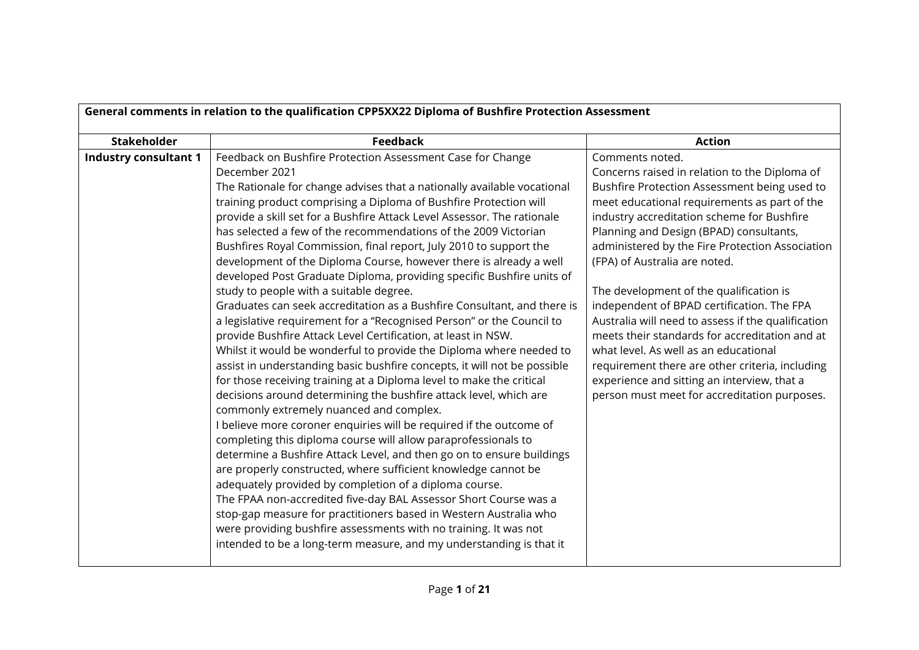| General comments in relation to the qualification CPP5XX22 Diploma of Bushfire Protection Assessment | | |
|---|---|---|
| **Stakeholder** | **Feedback** | **Action** |
| **Industry consultant 1** | Feedback on Bushfire Protection Assessment Case for Change December 2021<br>The Rationale for change advises that a nationally available vocational training product comprising a Diploma of Bushfire Protection will provide a skill set for a Bushfire Attack Level Assessor. The rationale has selected a few of the recommendations of the 2009 Victorian Bushfires Royal Commission, final report, July 2010 to support the development of the Diploma Course, however there is already a well developed Post Graduate Diploma, providing specific Bushfire units of study to people with a suitable degree.<br>Graduates can seek accreditation as a Bushfire Consultant, and there is a legislative requirement for a "Recognised Person" or the Council to provide Bushfire Attack Level Certification, at least in NSW.<br>Whilst it would be wonderful to provide the Diploma where needed to assist in understanding basic bushfire concepts, it will not be possible for those receiving training at a Diploma level to make the critical decisions around determining the bushfire attack level, which are commonly extremely nuanced and complex.<br>I believe more coroner enquiries will be required if the outcome of completing this diploma course will allow paraprofessionals to determine a Bushfire Attack Level, and then go on to ensure buildings are properly constructed, where sufficient knowledge cannot be adequately provided by completion of a diploma course.<br>The FPAA non-accredited five-day BAL Assessor Short Course was a stop-gap measure for practitioners based in Western Australia who were providing bushfire assessments with no training. It was not intended to be a long-term measure, and my understanding is that it | Comments noted.<br>Concerns raised in relation to the Diploma of Bushfire Protection Assessment being used to meet educational requirements as part of the industry accreditation scheme for Bushfire Planning and Design (BPAD) consultants, administered by the Fire Protection Association (FPA) of Australia are noted.<br><br>The development of the qualification is independent of BPAD certification. The FPA Australia will need to assess if the qualification meets their standards for accreditation and at what level. As well as an educational requirement there are other criteria, including experience and sitting an interview, that a person must meet for accreditation purposes. |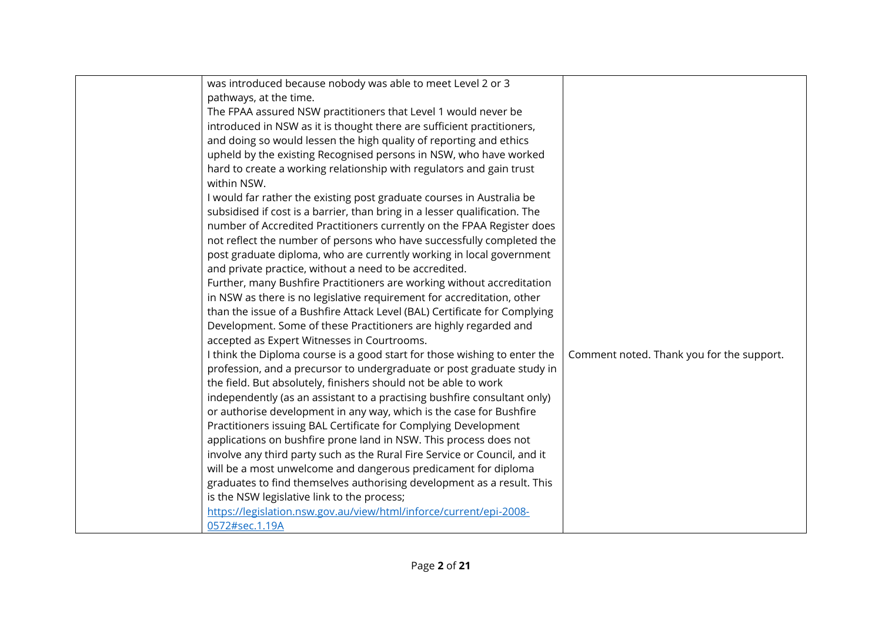| | | |
|---|---|---|
| | was introduced because nobody was able to meet Level 2 or 3 pathways, at the time.<br>The FPAA assured NSW practitioners that Level 1 would never be introduced in NSW as it is thought there are sufficient practitioners, and doing so would lessen the high quality of reporting and ethics upheld by the existing Recognised persons in NSW, who have worked hard to create a working relationship with regulators and gain trust within NSW.<br>I would far rather the existing post graduate courses in Australia be subsidised if cost is a barrier, than bring in a lesser qualification. The number of Accredited Practitioners currently on the FPAA Register does not reflect the number of persons who have successfully completed the post graduate diploma, who are currently working in local government and private practice, without a need to be accredited.<br>Further, many Bushfire Practitioners are working without accreditation in NSW as there is no legislative requirement for accreditation, other than the issue of a Bushfire Attack Level (BAL) Certificate for Complying Development. Some of these Practitioners are highly regarded and accepted as Expert Witnesses in Courtrooms.<br>I think the Diploma course is a good start for those wishing to enter the profession, and a precursor to undergraduate or post graduate study in the field. But absolutely, finishers should not be able to work independently (as an assistant to a practising bushfire consultant only) or authorise development in any way, which is the case for Bushfire Practitioners issuing BAL Certificate for Complying Development applications on bushfire prone land in NSW. This process does not involve any third party such as the Rural Fire Service or Council, and it will be a most unwelcome and dangerous predicament for diploma graduates to find themselves authorising development as a result. This is the NSW legislative link to the process;<br>[https://legislation.nsw.gov.au/view/html/inforce/current/epi-2008-0572#sec.1.19A](https://legislation.nsw.gov.au/view/html/inforce/current/epi-2008-0572#sec.1.19A) | Comment noted. Thank you for the support. |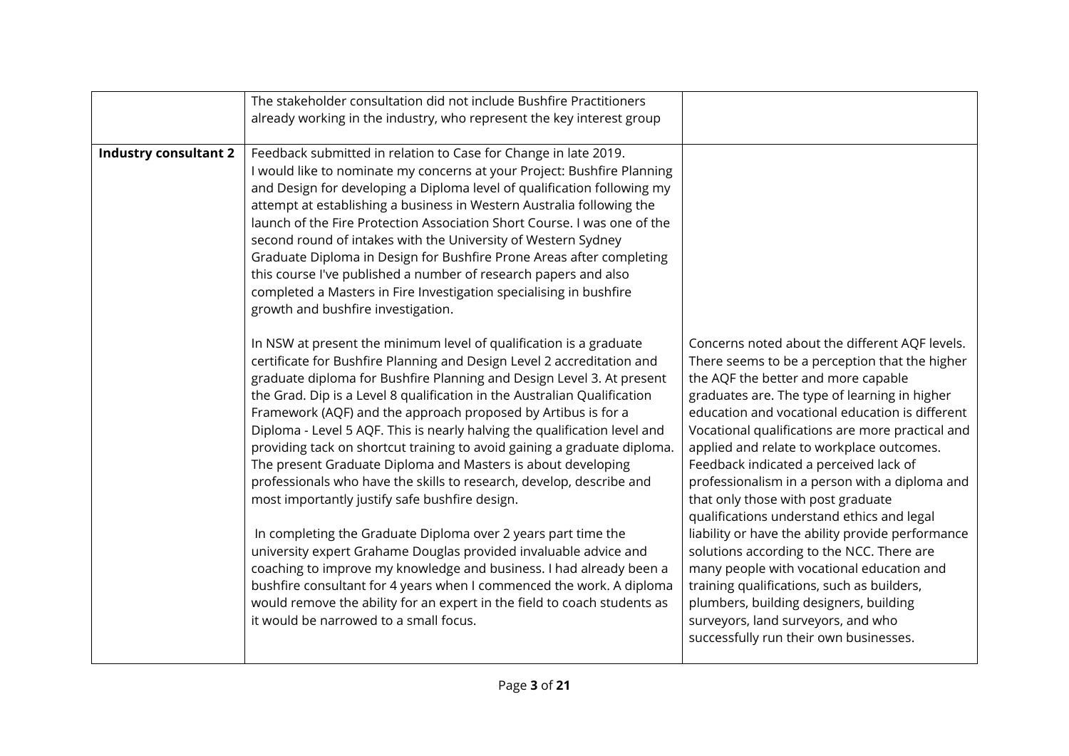| | | |
|---|---|---|
| | The stakeholder consultation did not include Bushfire Practitioners already working in the industry, who represent the key interest group | |
| **Industry consultant 2** | Feedback submitted in relation to Case for Change in late 2019.<br>I would like to nominate my concerns at your Project: Bushfire Planning and Design for developing a Diploma level of qualification following my attempt at establishing a business in Western Australia following the launch of the Fire Protection Association Short Course. I was one of the second round of intakes with the University of Western Sydney Graduate Diploma in Design for Bushfire Prone Areas after completing this course I've published a number of research papers and also completed a Masters in Fire Investigation specialising in bushfire growth and bushfire investigation.<br><br>In NSW at present the minimum level of qualification is a graduate certificate for Bushfire Planning and Design Level 2 accreditation and graduate diploma for Bushfire Planning and Design Level 3. At present the Grad. Dip is a Level 8 qualification in the Australian Qualification Framework (AQF) and the approach proposed by Artibus is for a Diploma - Level 5 AQF. This is nearly halving the qualification level and providing tack on shortcut training to avoid gaining a graduate diploma. The present Graduate Diploma and Masters is about developing professionals who have the skills to research, develop, describe and most importantly justify safe bushfire design.<br><br>In completing the Graduate Diploma over 2 years part time the university expert Grahame Douglas provided invaluable advice and coaching to improve my knowledge and business. I had already been a bushfire consultant for 4 years when I commenced the work. A diploma would remove the ability for an expert in the field to coach students as it would be narrowed to a small focus. | Concerns noted about the different AQF levels. There seems to be a perception that the higher the AQF the better and more capable graduates are. The type of learning in higher education and vocational education is different Vocational qualifications are more practical and applied and relate to workplace outcomes. Feedback indicated a perceived lack of professionalism in a person with a diploma and that only those with post graduate qualifications understand ethics and legal liability or have the ability provide performance solutions according to the NCC. There are many people with vocational education and training qualifications, such as builders, plumbers, building designers, building surveyors, land surveyors, and who successfully run their own businesses. |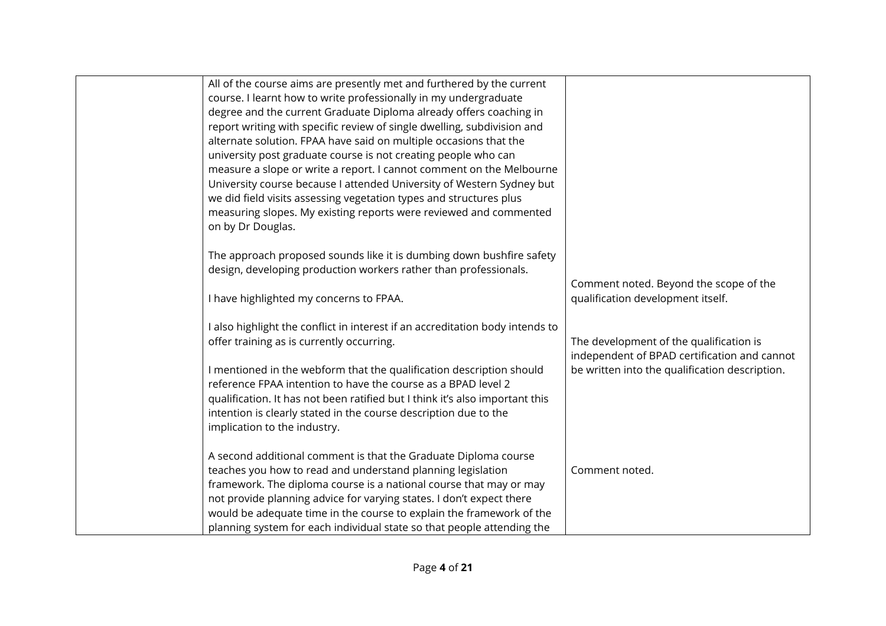| | | |
|---|---|---|
| | All of the course aims are presently met and furthered by the current course. I learnt how to write professionally in my undergraduate degree and the current Graduate Diploma already offers coaching in report writing with specific review of single dwelling, subdivision and alternate solution. FPAA have said on multiple occasions that the university post graduate course is not creating people who can measure a slope or write a report. I cannot comment on the Melbourne University course because I attended University of Western Sydney but we did field visits assessing vegetation types and structures plus measuring slopes. My existing reports were reviewed and commented on by Dr Douglas.<br><br>The approach proposed sounds like it is dumbing down bushfire safety design, developing production workers rather than professionals.<br><br>I have highlighted my concerns to FPAA.<br><br>I also highlight the conflict in interest if an accreditation body intends to offer training as is currently occurring.<br><br>I mentioned in the webform that the qualification description should reference FPAA intention to have the course as a BPAD level 2 qualification. It has not been ratified but I think it's also important this intention is clearly stated in the course description due to the implication to the industry.<br><br>A second additional comment is that the Graduate Diploma course teaches you how to read and understand planning legislation framework. The diploma course is a national course that may or may not provide planning advice for varying states. I don't expect there would be adequate time in the course to explain the framework of the planning system for each individual state so that people attending the | Comment noted. Beyond the scope of the qualification development itself.<br><br>The development of the qualification is independent of BPAD certification and cannot be written into the qualification description.<br><br>Comment noted. |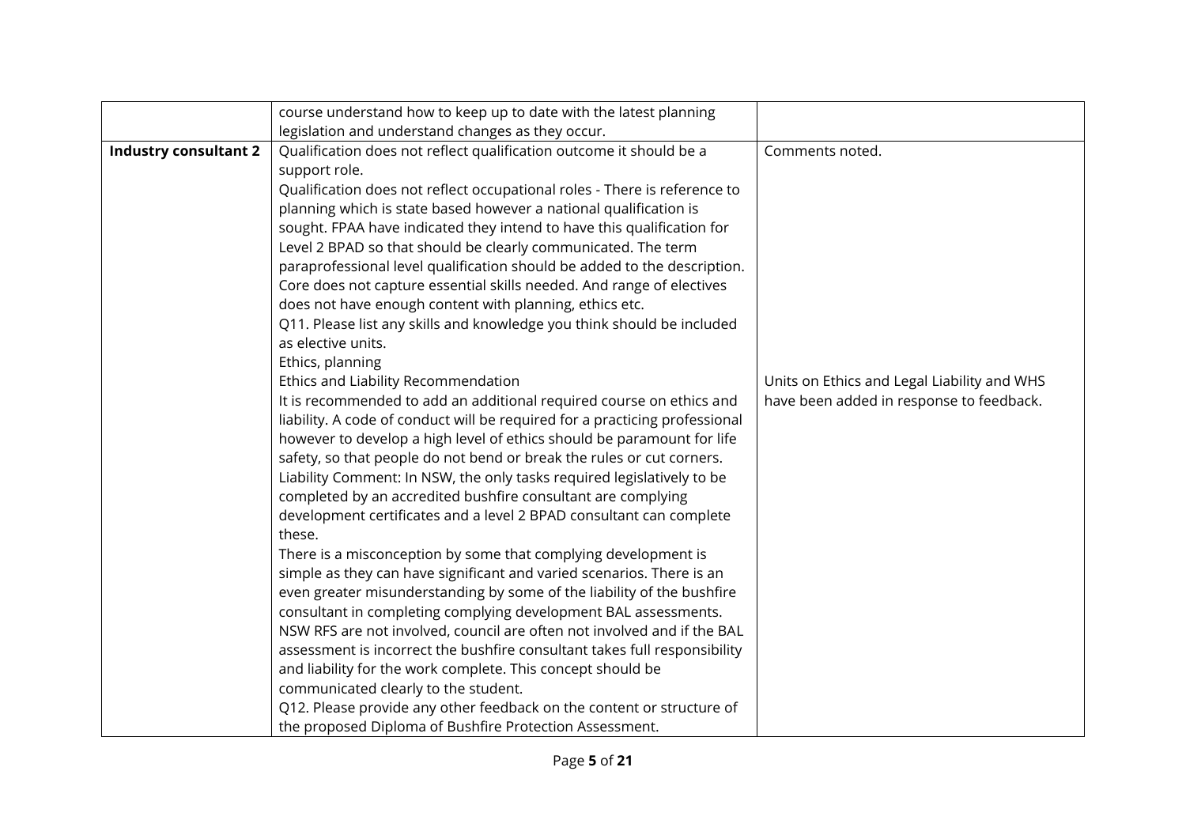| | | |
|---|---|---|
| | course understand how to keep up to date with the latest planning legislation and understand changes as they occur. | |
| **Industry consultant 2** | Qualification does not reflect qualification outcome it should be a support role.<br>Qualification does not reflect occupational roles - There is reference to planning which is state based however a national qualification is sought. FPAA have indicated they intend to have this qualification for Level 2 BPAD so that should be clearly communicated. The term paraprofessional level qualification should be added to the description.<br>Core does not capture essential skills needed. And range of electives does not have enough content with planning, ethics etc.<br>Q11. Please list any skills and knowledge you think should be included as elective units.<br>Ethics, planning<br>Ethics and Liability Recommendation<br>It is recommended to add an additional required course on ethics and liability. A code of conduct will be required for a practicing professional however to develop a high level of ethics should be paramount for life safety, so that people do not bend or break the rules or cut corners.<br>Liability Comment: In NSW, the only tasks required legislatively to be completed by an accredited bushfire consultant are complying development certificates and a level 2 BPAD consultant can complete these.<br>There is a misconception by some that complying development is simple as they can have significant and varied scenarios. There is an even greater misunderstanding by some of the liability of the bushfire consultant in completing complying development BAL assessments. NSW RFS are not involved, council are often not involved and if the BAL assessment is incorrect the bushfire consultant takes full responsibility and liability for the work complete. This concept should be communicated clearly to the student.<br>Q12. Please provide any other feedback on the content or structure of the proposed Diploma of Bushfire Protection Assessment. | Comments noted.<br><br><br><br><br><br><br><br><br><br><br><br><br>Units on Ethics and Legal Liability and WHS have been added in response to feedback. |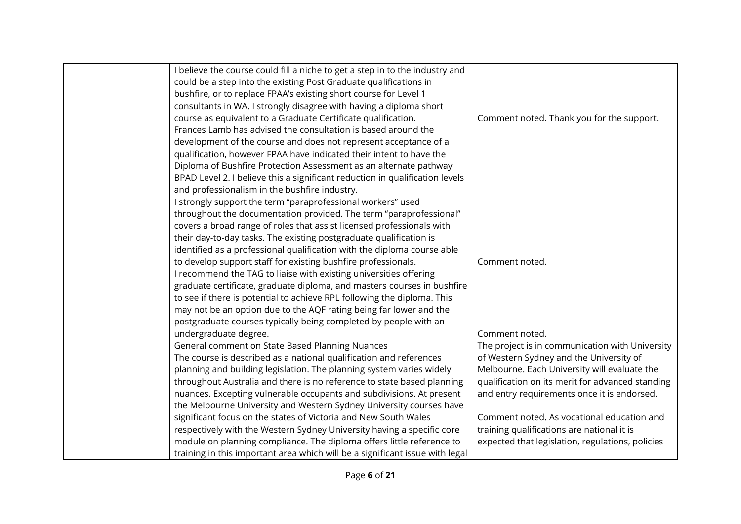| | | |
|---|---|---|
| | I believe the course could fill a niche to get a step in to the industry and could be a step into the existing Post Graduate qualifications in bushfire, or to replace FPAA's existing short course for Level 1 consultants in WA. I strongly disagree with having a diploma short course as equivalent to a Graduate Certificate qualification. | Comment noted. Thank you for the support. |
| | Frances Lamb has advised the consultation is based around the development of the course and does not represent acceptance of a qualification, however FPAA have indicated their intent to have the Diploma of Bushfire Protection Assessment as an alternate pathway BPAD Level 2. I believe this a significant reduction in qualification levels and professionalism in the bushfire industry. | |
| | I strongly support the term "paraprofessional workers" used throughout the documentation provided. The term "paraprofessional" covers a broad range of roles that assist licensed professionals with their day-to-day tasks. The existing postgraduate qualification is identified as a professional qualification with the diploma course able to develop support staff for existing bushfire professionals. | Comment noted. |
| | I recommend the TAG to liaise with existing universities offering graduate certificate, graduate diploma, and masters courses in bushfire to see if there is potential to achieve RPL following the diploma. This may not be an option due to the AQF rating being far lower and the postgraduate courses typically being completed by people with an undergraduate degree. | Comment noted.<br>The project is in communication with University of Western Sydney and the University of Melbourne. Each University will evaluate the qualification on its merit for advanced standing and entry requirements once it is endorsed. |
| | General comment on State Based Planning Nuances<br>The course is described as a national qualification and references planning and building legislation. The planning system varies widely throughout Australia and there is no reference to state based planning nuances. Excepting vulnerable occupants and subdivisions. At present the Melbourne University and Western Sydney University courses have significant focus on the states of Victoria and New South Wales respectively with the Western Sydney University having a specific core module on planning compliance. The diploma offers little reference to training in this important area which will be a significant issue with legal | Comment noted. As vocational education and training qualifications are national it is expected that legislation, regulations, policies |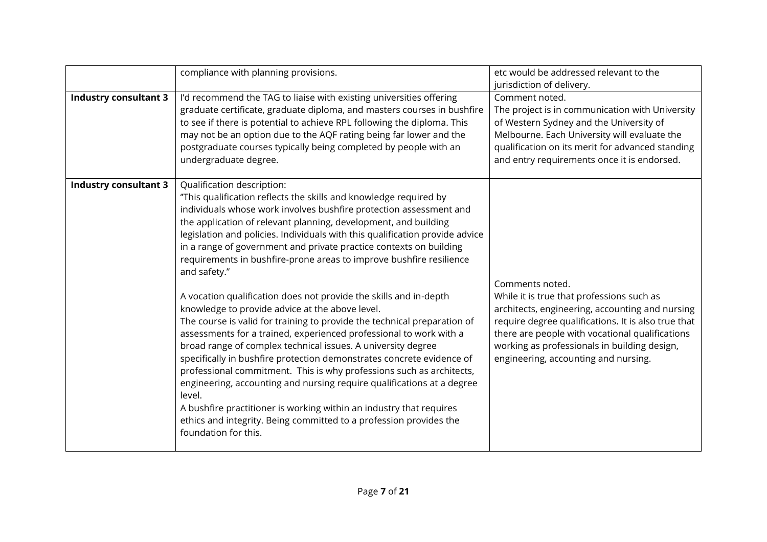|  |  |  |
|---|---|---|
|  | compliance with planning provisions. | etc would be addressed relevant to the jurisdiction of delivery. |
| **Industry consultant 3** | I'd recommend the TAG to liaise with existing universities offering graduate certificate, graduate diploma, and masters courses in bushfire to see if there is potential to achieve RPL following the diploma. This may not be an option due to the AQF rating being far lower and the postgraduate courses typically being completed by people with an undergraduate degree. | Comment noted.<br>The project is in communication with University of Western Sydney and the University of Melbourne. Each University will evaluate the qualification on its merit for advanced standing and entry requirements once it is endorsed. |
| **Industry consultant 3** | Qualification description:<br>"This qualification reflects the skills and knowledge required by individuals whose work involves bushfire protection assessment and the application of relevant planning, development, and building legislation and policies. Individuals with this qualification provide advice in a range of government and private practice contexts on building requirements in bushfire-prone areas to improve bushfire resilience and safety."<br><br>A vocation qualification does not provide the skills and in-depth knowledge to provide advice at the above level.<br>The course is valid for training to provide the technical preparation of assessments for a trained, experienced professional to work with a broad range of complex technical issues. A university degree specifically in bushfire protection demonstrates concrete evidence of professional commitment. This is why professions such as architects, engineering, accounting and nursing require qualifications at a degree level.<br>A bushfire practitioner is working within an industry that requires ethics and integrity. Being committed to a profession provides the foundation for this. | Comments noted.<br>While it is true that professions such as architects, engineering, accounting and nursing require degree qualifications. It is also true that there are people with vocational qualifications working as professionals in building design, engineering, accounting and nursing. |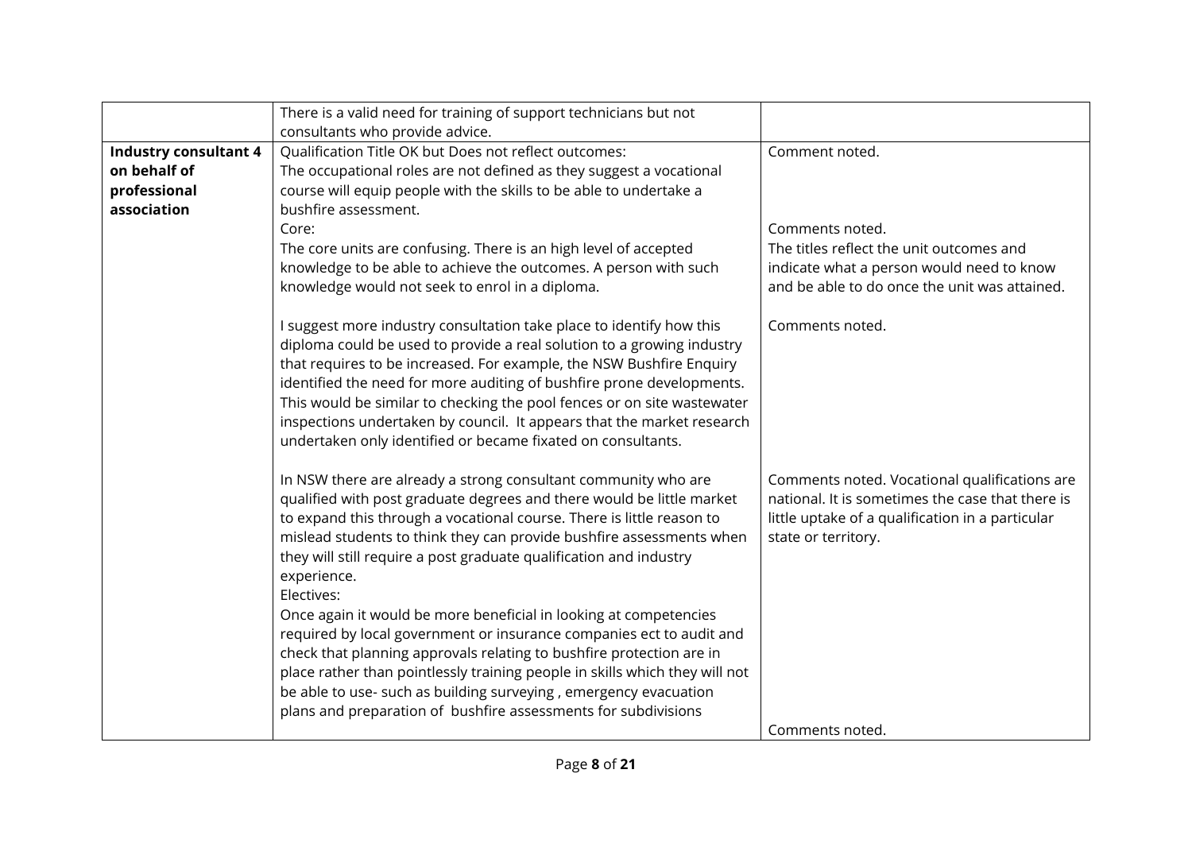| | | |
|---|---|---|
| | There is a valid need for training of support technicians but not consultants who provide advice. | |
| **Industry consultant 4 on behalf of professional association** | Qualification Title OK but Does not reflect outcomes:<br>The occupational roles are not defined as they suggest a vocational course will equip people with the skills to be able to undertake a bushfire assessment. | Comment noted. |
| | Core:<br>The core units are confusing. There is an high level of accepted knowledge to be able to achieve the outcomes. A person with such knowledge would not seek to enrol in a diploma. | Comments noted.<br>The titles reflect the unit outcomes and indicate what a person would need to know and be able to do once the unit was attained. |
| | I suggest more industry consultation take place to identify how this diploma could be used to provide a real solution to a growing industry that requires to be increased. For example, the NSW Bushfire Enquiry identified the need for more auditing of bushfire prone developments. This would be similar to checking the pool fences or on site wastewater inspections undertaken by council. It appears that the market research undertaken only identified or became fixated on consultants. | Comments noted. |
| | In NSW there are already a strong consultant community who are qualified with post graduate degrees and there would be little market to expand this through a vocational course. There is little reason to mislead students to think they can provide bushfire assessments when they will still require a post graduate qualification and industry experience. | Comments noted. Vocational qualifications are national. It is sometimes the case that there is little uptake of a qualification in a particular state or territory. |
| | Electives:<br>Once again it would be more beneficial in looking at competencies required by local government or insurance companies ect to audit and check that planning approvals relating to bushfire protection are in place rather than pointlessly training people in skills which they will not be able to use- such as building surveying , emergency evacuation plans and preparation of bushfire assessments for subdivisions | Comments noted. |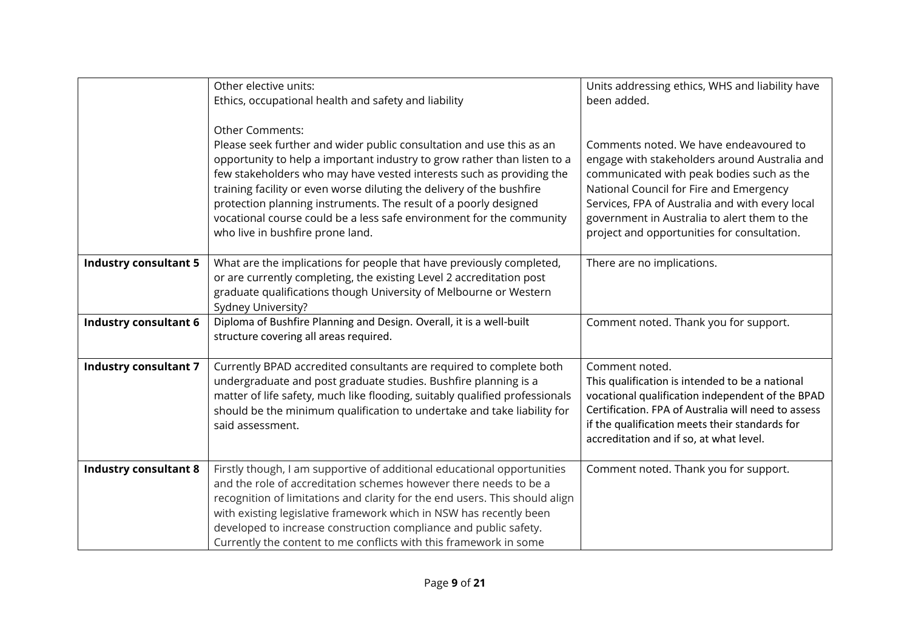| | | |
|---|---|---|
| | Other elective units:<br>Ethics, occupational health and safety and liability<br><br>Other Comments:<br>Please seek further and wider public consultation and use this as an opportunity to help a important industry to grow rather than listen to a few stakeholders who may have vested interests such as providing the training facility or even worse diluting the delivery of the bushfire protection planning instruments. The result of a poorly designed vocational course could be a less safe environment for the community who live in bushfire prone land. | Units addressing ethics, WHS and liability have been added.<br><br>Comments noted. We have endeavoured to engage with stakeholders around Australia and communicated with peak bodies such as the National Council for Fire and Emergency Services, FPA of Australia and with every local government in Australia to alert them to the project and opportunities for consultation. |
| **Industry consultant 5** | What are the implications for people that have previously completed, or are currently completing, the existing Level 2 accreditation post graduate qualifications though University of Melbourne or Western Sydney University? | There are no implications. |
| **Industry consultant 6** | Diploma of Bushfire Planning and Design. Overall, it is a well-built structure covering all areas required. | Comment noted. Thank you for support. |
| **Industry consultant 7** | Currently BPAD accredited consultants are required to complete both undergraduate and post graduate studies. Bushfire planning is a matter of life safety, much like flooding, suitably qualified professionals should be the minimum qualification to undertake and take liability for said assessment. | Comment noted.<br>This qualification is intended to be a national vocational qualification independent of the BPAD Certification. FPA of Australia will need to assess if the qualification meets their standards for accreditation and if so, at what level. |
| **Industry consultant 8** | Firstly though, I am supportive of additional educational opportunities and the role of accreditation schemes however there needs to be a recognition of limitations and clarity for the end users. This should align with existing legislative framework which in NSW has recently been developed to increase construction compliance and public safety. Currently the content to me conflicts with this framework in some | Comment noted. Thank you for support. |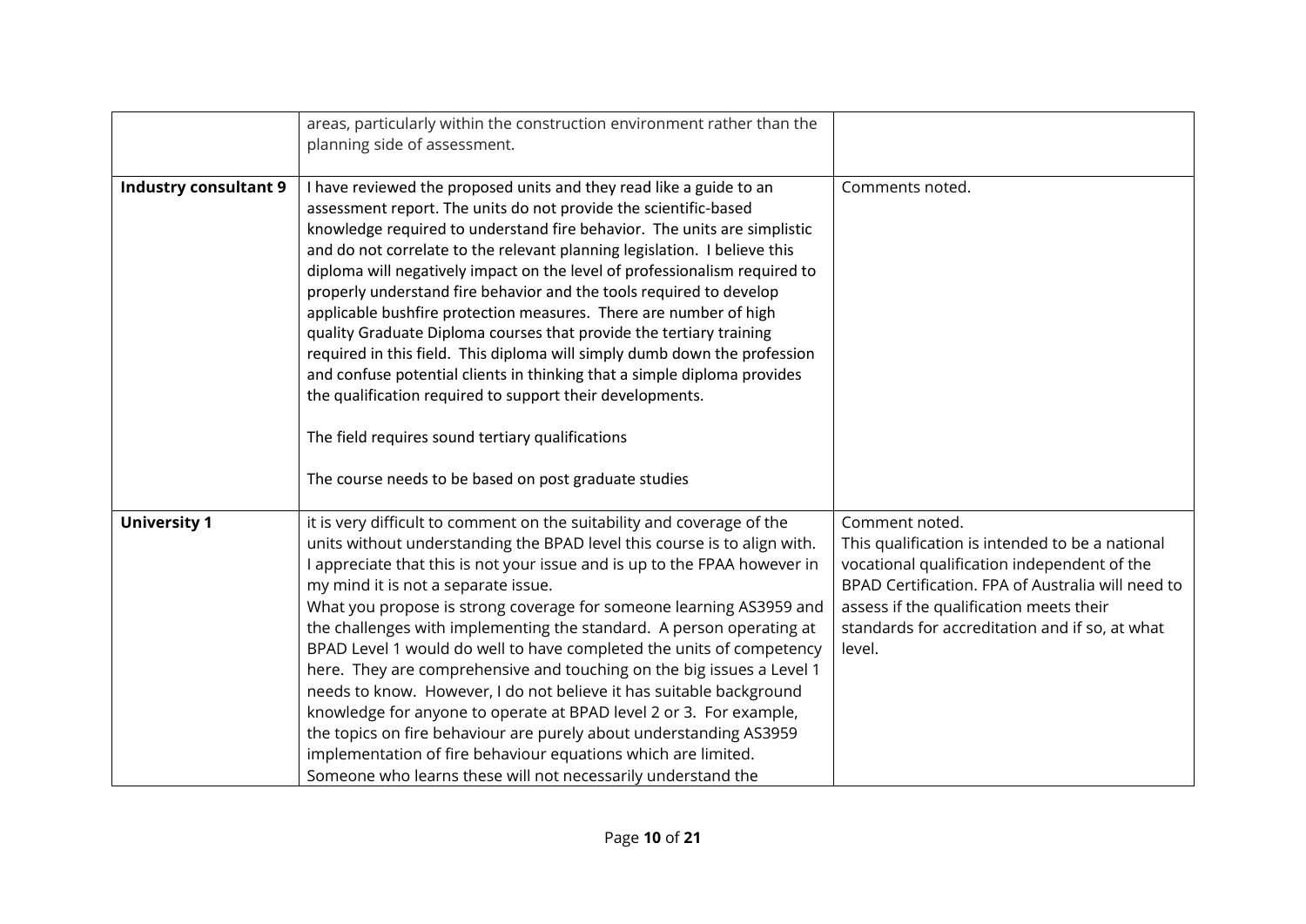| | | |
|---|---|---|
| | areas, particularly within the construction environment rather than the planning side of assessment. | |
| **Industry consultant 9** | I have reviewed the proposed units and they read like a guide to an assessment report. The units do not provide the scientific-based knowledge required to understand fire behavior. The units are simplistic and do not correlate to the relevant planning legislation. I believe this diploma will negatively impact on the level of professionalism required to properly understand fire behavior and the tools required to develop applicable bushfire protection measures. There are number of high quality Graduate Diploma courses that provide the tertiary training required in this field. This diploma will simply dumb down the profession and confuse potential clients in thinking that a simple diploma provides the qualification required to support their developments.<br><br>The field requires sound tertiary qualifications<br><br>The course needs to be based on post graduate studies | Comments noted. |
| **University 1** | it is very difficult to comment on the suitability and coverage of the units without understanding the BPAD level this course is to align with. I appreciate that this is not your issue and is up to the FPAA however in my mind it is not a separate issue.<br>What you propose is strong coverage for someone learning AS3959 and the challenges with implementing the standard. A person operating at BPAD Level 1 would do well to have completed the units of competency here. They are comprehensive and touching on the big issues a Level 1 needs to know. However, I do not believe it has suitable background knowledge for anyone to operate at BPAD level 2 or 3. For example, the topics on fire behaviour are purely about understanding AS3959 implementation of fire behaviour equations which are limited.<br>Someone who learns these will not necessarily understand the | Comment noted.<br>This qualification is intended to be a national vocational qualification independent of the BPAD Certification. FPA of Australia will need to assess if the qualification meets their standards for accreditation and if so, at what level. |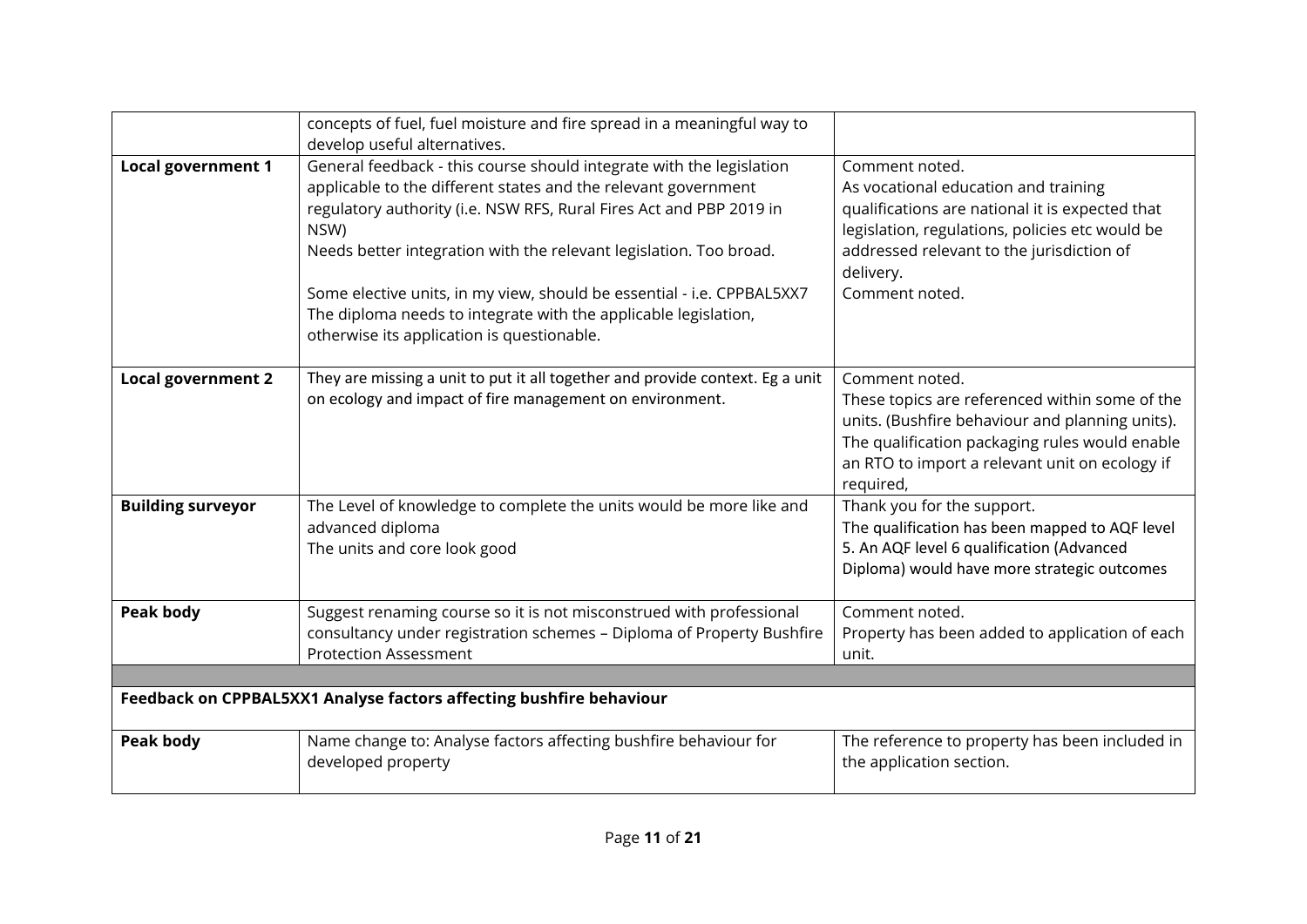|  |  |  |
|---|---|---|
|  | concepts of fuel, fuel moisture and fire spread in a meaningful way to develop useful alternatives. |  |
| **Local government 1** | General feedback - this course should integrate with the legislation applicable to the different states and the relevant government regulatory authority (i.e. NSW RFS, Rural Fires Act and PBP 2019 in NSW)<br>Needs better integration with the relevant legislation. Too broad.<br><br>Some elective units, in my view, should be essential - i.e. CPPBAL5XX7<br>The diploma needs to integrate with the applicable legislation, otherwise its application is questionable. | Comment noted.<br>As vocational education and training qualifications are national it is expected that legislation, regulations, policies etc would be addressed relevant to the jurisdiction of delivery.<br>Comment noted. |
| **Local government 2** | They are missing a unit to put it all together and provide context. Eg a unit on ecology and impact of fire management on environment. | Comment noted.<br>These topics are referenced within some of the units. (Bushfire behaviour and planning units). The qualification packaging rules would enable an RTO to import a relevant unit on ecology if required, |
| **Building surveyor** | The Level of knowledge to complete the units would be more like and advanced diploma<br>The units and core look good | Thank you for the support.<br>The qualification has been mapped to AQF level 5. An AQF level 6 qualification (Advanced Diploma) would have more strategic outcomes |
| **Peak body** | Suggest renaming course so it is not misconstrued with professional consultancy under registration schemes – Diploma of Property Bushfire Protection Assessment | Comment noted.<br>Property has been added to application of each unit. |
|  |  |  |
| **Feedback on CPPBAL5XX1 Analyse factors affecting bushfire behaviour** |  |  |
| **Peak body** | Name change to: Analyse factors affecting bushfire behaviour for developed property | The reference to property has been included in the application section. |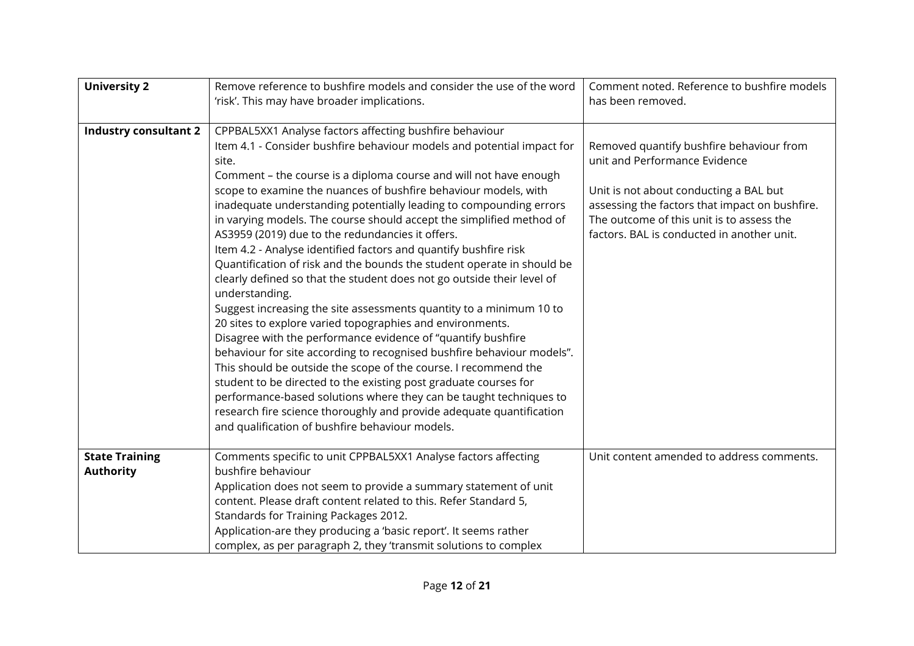| | | |
|---|---|---|
| **University 2** | Remove reference to bushfire models and consider the use of the word 'risk'. This may have broader implications. | Comment noted. Reference to bushfire models has been removed. |
| **Industry consultant 2** | CPPBAL5XX1 Analyse factors affecting bushfire behaviour<br>Item 4.1 - Consider bushfire behaviour models and potential impact for site.<br>Comment – the course is a diploma course and will not have enough scope to examine the nuances of bushfire behaviour models, with inadequate understanding potentially leading to compounding errors in varying models. The course should accept the simplified method of AS3959 (2019) due to the redundancies it offers.<br>Item 4.2 - Analyse identified factors and quantify bushfire risk<br>Quantification of risk and the bounds the student operate in should be clearly defined so that the student does not go outside their level of understanding.<br>Suggest increasing the site assessments quantity to a minimum 10 to 20 sites to explore varied topographies and environments.<br>Disagree with the performance evidence of "quantify bushfire behaviour for site according to recognised bushfire behaviour models". This should be outside the scope of the course. I recommend the student to be directed to the existing post graduate courses for performance-based solutions where they can be taught techniques to research fire science thoroughly and provide adequate quantification and qualification of bushfire behaviour models. | Removed quantify bushfire behaviour from unit and Performance Evidence<br><br>Unit is not about conducting a BAL but assessing the factors that impact on bushfire. The outcome of this unit is to assess the factors. BAL is conducted in another unit. |
| **State Training Authority** | Comments specific to unit CPPBAL5XX1 Analyse factors affecting bushfire behaviour<br>Application does not seem to provide a summary statement of unit content. Please draft content related to this. Refer Standard 5, Standards for Training Packages 2012.<br>Application-are they producing a 'basic report'. It seems rather complex, as per paragraph 2, they 'transmit solutions to complex | Unit content amended to address comments. |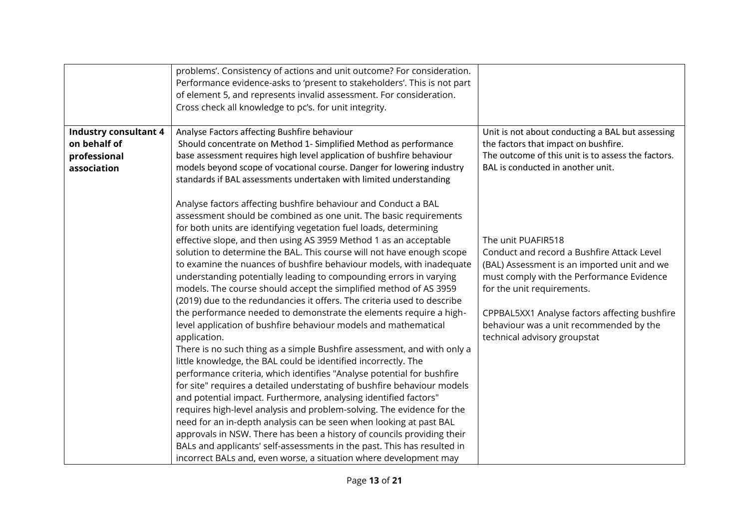| | | |
|---|---|---|
| | problems'. Consistency of actions and unit outcome? For consideration. Performance evidence-asks to 'present to stakeholders'. This is not part of element 5, and represents invalid assessment. For consideration. Cross check all knowledge to pc's. for unit integrity. | |
| **Industry consultant 4 on behalf of professional association** | Analyse Factors affecting Bushfire behaviour<br>Should concentrate on Method 1- Simplified Method as performance base assessment requires high level application of bushfire behaviour models beyond scope of vocational course. Danger for lowering industry standards if BAL assessments undertaken with limited understanding<br><br>Analyse factors affecting bushfire behaviour and Conduct a BAL assessment should be combined as one unit. The basic requirements for both units are identifying vegetation fuel loads, determining effective slope, and then using AS 3959 Method 1 as an acceptable solution to determine the BAL. This course will not have enough scope to examine the nuances of bushfire behaviour models, with inadequate understanding potentially leading to compounding errors in varying models. The course should accept the simplified method of AS 3959 (2019) due to the redundancies it offers. The criteria used to describe the performance needed to demonstrate the elements require a high-level application of bushfire behaviour models and mathematical application.<br>There is no such thing as a simple Bushfire assessment, and with only a little knowledge, the BAL could be identified incorrectly. The performance criteria, which identifies "Analyse potential for bushfire for site" requires a detailed understating of bushfire behaviour models and potential impact. Furthermore, analysing identified factors" requires high-level analysis and problem-solving. The evidence for the need for an in-depth analysis can be seen when looking at past BAL approvals in NSW. There has been a history of councils providing their BALs and applicants' self-assessments in the past. This has resulted in incorrect BALs and, even worse, a situation where development may | Unit is not about conducting a BAL but assessing the factors that impact on bushfire.<br>The outcome of this unit is to assess the factors. BAL is conducted in another unit.<br><br>The unit PUAFIR518<br>Conduct and record a Bushfire Attack Level (BAL) Assessment is an imported unit and we must comply with the Performance Evidence for the unit requirements.<br><br>CPPBAL5XX1 Analyse factors affecting bushfire behaviour was a unit recommended by the technical advisory groupstat |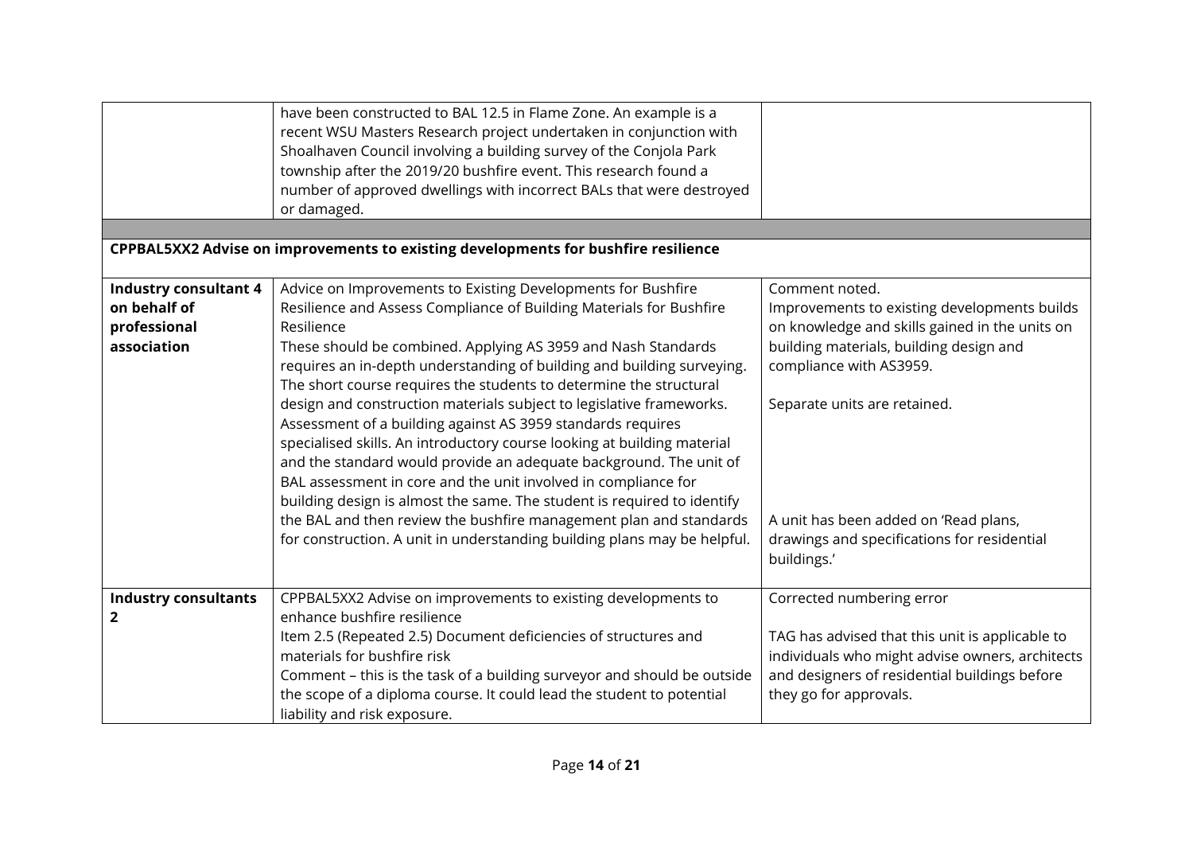| | | |
|---|---|---|
| | have been constructed to BAL 12.5 in Flame Zone. An example is a recent WSU Masters Research project undertaken in conjunction with Shoalhaven Council involving a building survey of the Conjola Park township after the 2019/20 bushfire event. This research found a number of approved dwellings with incorrect BALs that were destroyed or damaged. | |
| | | |
| **CPPBAL5XX2 Advise on improvements to existing developments for bushfire resilience** | | |
| **Industry consultant 4 on behalf of professional association** | Advice on Improvements to Existing Developments for Bushfire Resilience and Assess Compliance of Building Materials for Bushfire Resilience<br>These should be combined. Applying AS 3959 and Nash Standards requires an in-depth understanding of building and building surveying. The short course requires the students to determine the structural design and construction materials subject to legislative frameworks. Assessment of a building against AS 3959 standards requires specialised skills. An introductory course looking at building material and the standard would provide an adequate background. The unit of BAL assessment in core and the unit involved in compliance for building design is almost the same. The student is required to identify the BAL and then review the bushfire management plan and standards for construction. A unit in understanding building plans may be helpful. | Comment noted.<br>Improvements to existing developments builds on knowledge and skills gained in the units on building materials, building design and compliance with AS3959.<br><br>Separate units are retained.<br><br>A unit has been added on 'Read plans, drawings and specifications for residential buildings.' |
| **Industry consultants 2** | CPPBAL5XX2 Advise on improvements to existing developments to enhance bushfire resilience<br>Item 2.5 (Repeated 2.5) Document deficiencies of structures and materials for bushfire risk<br>Comment – this is the task of a building surveyor and should be outside the scope of a diploma course. It could lead the student to potential liability and risk exposure. | Corrected numbering error<br><br>TAG has advised that this unit is applicable to individuals who might advise owners, architects and designers of residential buildings before they go for approvals. |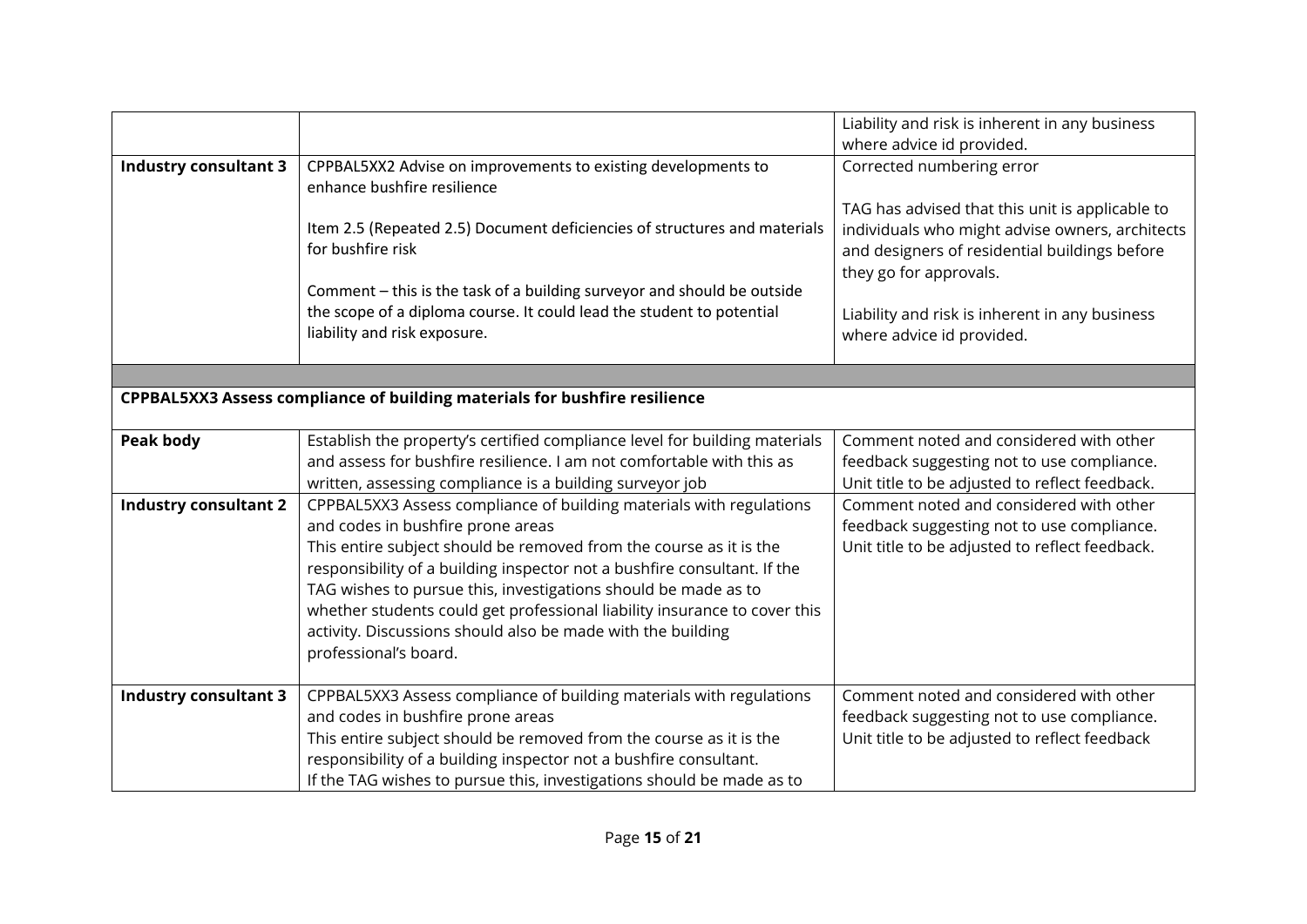| | | |
|---|---|---|
| | | Liability and risk is inherent in any business where advice id provided. |
| **Industry consultant 3** | CPPBAL5XX2 Advise on improvements to existing developments to enhance bushfire resilience<br><br>Item 2.5 (Repeated 2.5) Document deficiencies of structures and materials for bushfire risk<br><br>Comment – this is the task of a building surveyor and should be outside the scope of a diploma course. It could lead the student to potential liability and risk exposure. | Corrected numbering error<br><br>TAG has advised that this unit is applicable to individuals who might advise owners, architects and designers of residential buildings before they go for approvals.<br><br>Liability and risk is inherent in any business where advice id provided. |
| | | |
| **CPPBAL5XX3 Assess compliance of building materials for bushfire resilience** | | |
| **Peak body** | Establish the property's certified compliance level for building materials and assess for bushfire resilience. I am not comfortable with this as written, assessing compliance is a building surveyor job | Comment noted and considered with other feedback suggesting not to use compliance. Unit title to be adjusted to reflect feedback. |
| **Industry consultant 2** | CPPBAL5XX3 Assess compliance of building materials with regulations and codes in bushfire prone areas<br>This entire subject should be removed from the course as it is the responsibility of a building inspector not a bushfire consultant. If the TAG wishes to pursue this, investigations should be made as to whether students could get professional liability insurance to cover this activity. Discussions should also be made with the building professional's board. | Comment noted and considered with other feedback suggesting not to use compliance. Unit title to be adjusted to reflect feedback. |
| **Industry consultant 3** | CPPBAL5XX3 Assess compliance of building materials with regulations and codes in bushfire prone areas<br>This entire subject should be removed from the course as it is the responsibility of a building inspector not a bushfire consultant.<br>If the TAG wishes to pursue this, investigations should be made as to | Comment noted and considered with other feedback suggesting not to use compliance. Unit title to be adjusted to reflect feedback |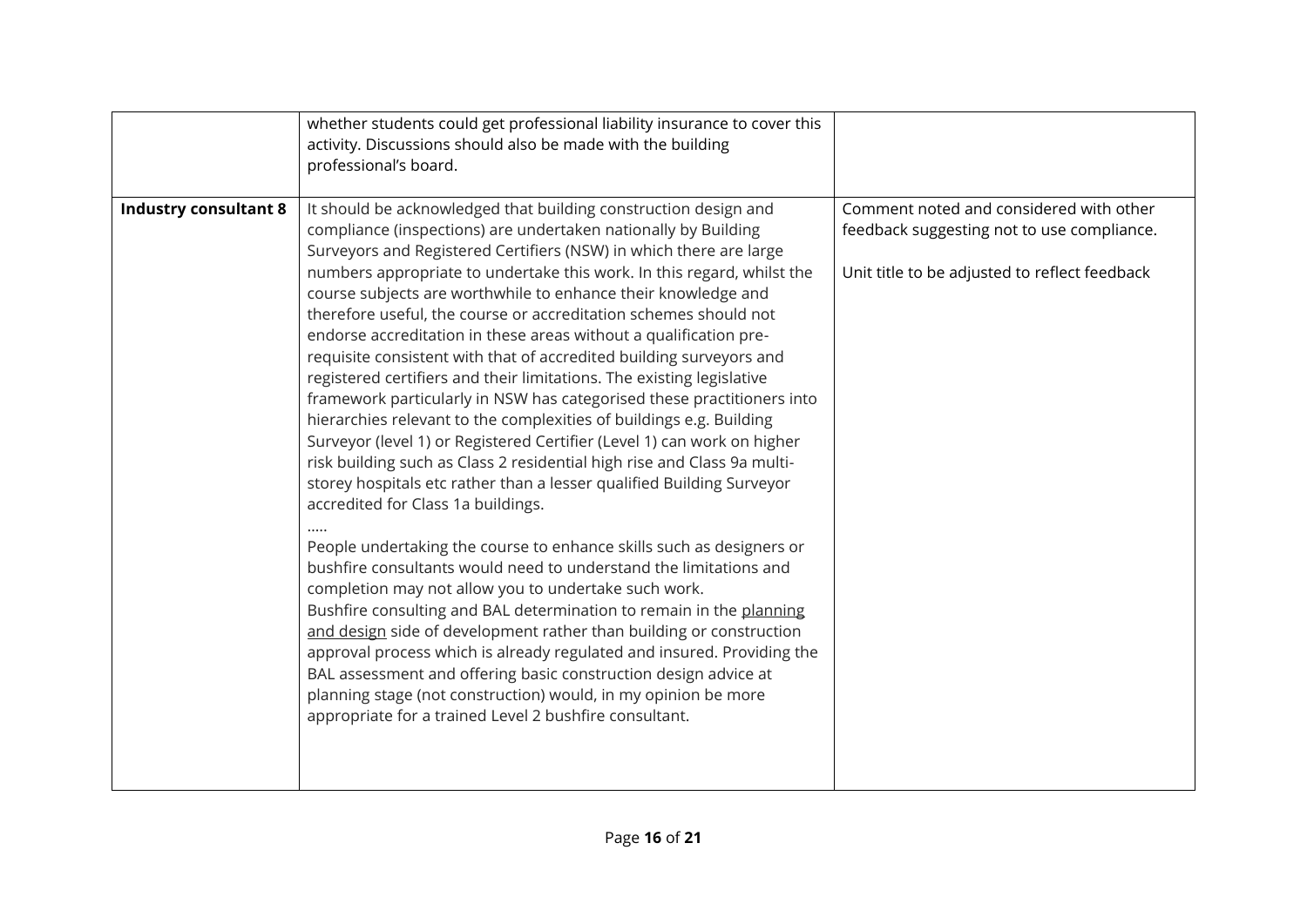| | | |
|---|---|---|
| | whether students could get professional liability insurance to cover this activity. Discussions should also be made with the building professional's board. | |
| **Industry consultant 8** | It should be acknowledged that building construction design and compliance (inspections) are undertaken nationally by Building Surveyors and Registered Certifiers (NSW) in which there are large numbers appropriate to undertake this work. In this regard, whilst the course subjects are worthwhile to enhance their knowledge and therefore useful, the course or accreditation schemes should not endorse accreditation in these areas without a qualification pre-requisite consistent with that of accredited building surveyors and registered certifiers and their limitations. The existing legislative framework particularly in NSW has categorised these practitioners into hierarchies relevant to the complexities of buildings e.g. Building Surveyor (level 1) or Registered Certifier (Level 1) can work on higher risk building such as Class 2 residential high rise and Class 9a multi-storey hospitals etc rather than a lesser qualified Building Surveyor accredited for Class 1a buildings.<br>.....<br>People undertaking the course to enhance skills such as designers or bushfire consultants would need to understand the limitations and completion may not allow you to undertake such work.<br>Bushfire consulting and BAL determination to remain in the planning and design side of development rather than building or construction approval process which is already regulated and insured. Providing the BAL assessment and offering basic construction design advice at planning stage (not construction) would, in my opinion be more appropriate for a trained Level 2 bushfire consultant. | Comment noted and considered with other feedback suggesting not to use compliance.<br><br>Unit title to be adjusted to reflect feedback |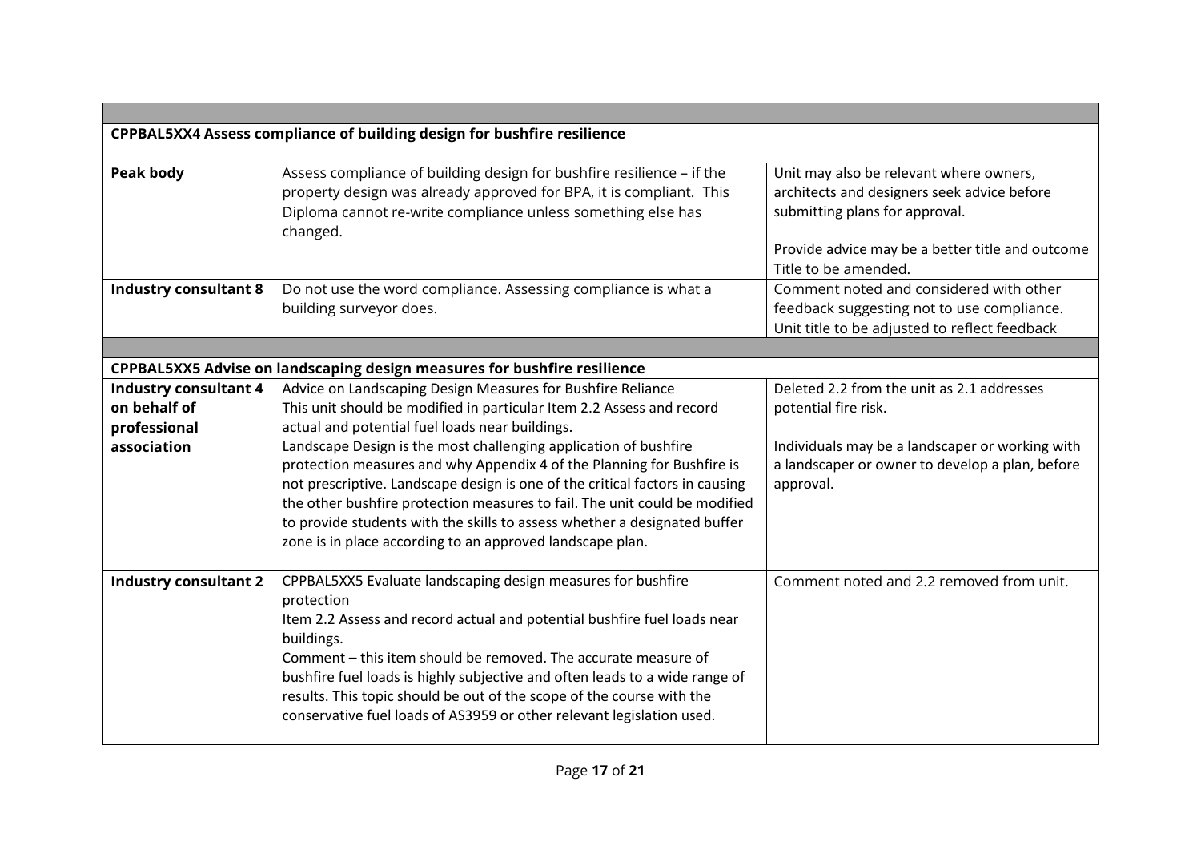| | | |
|---|---|---|
| **CPPBAL5XX4 Assess compliance of building design for bushfire resilience** | | |
| **Peak body** | Assess compliance of building design for bushfire resilience – if the property design was already approved for BPA, it is compliant. This Diploma cannot re-write compliance unless something else has changed. | Unit may also be relevant where owners, architects and designers seek advice before submitting plans for approval.<br><br>Provide advice may be a better title and outcome Title to be amended. |
| **Industry consultant 8** | Do not use the word compliance. Assessing compliance is what a building surveyor does. | Comment noted and considered with other feedback suggesting not to use compliance. Unit title to be adjusted to reflect feedback |
| | | |
| **CPPBAL5XX5 Advise on landscaping design measures for bushfire resilience** | | |
| **Industry consultant 4 on behalf of professional association** | Advice on Landscaping Design Measures for Bushfire Reliance<br>This unit should be modified in particular Item 2.2 Assess and record actual and potential fuel loads near buildings.<br>Landscape Design is the most challenging application of bushfire protection measures and why Appendix 4 of the Planning for Bushfire is not prescriptive. Landscape design is one of the critical factors in causing the other bushfire protection measures to fail. The unit could be modified to provide students with the skills to assess whether a designated buffer zone is in place according to an approved landscape plan. | Deleted 2.2 from the unit as 2.1 addresses potential fire risk.<br><br>Individuals may be a landscaper or working with a landscaper or owner to develop a plan, before approval. |
| **Industry consultant 2** | CPPBAL5XX5 Evaluate landscaping design measures for bushfire protection<br>Item 2.2 Assess and record actual and potential bushfire fuel loads near buildings.<br>Comment – this item should be removed. The accurate measure of bushfire fuel loads is highly subjective and often leads to a wide range of results. This topic should be out of the scope of the course with the conservative fuel loads of AS3959 or other relevant legislation used. | Comment noted and 2.2 removed from unit. |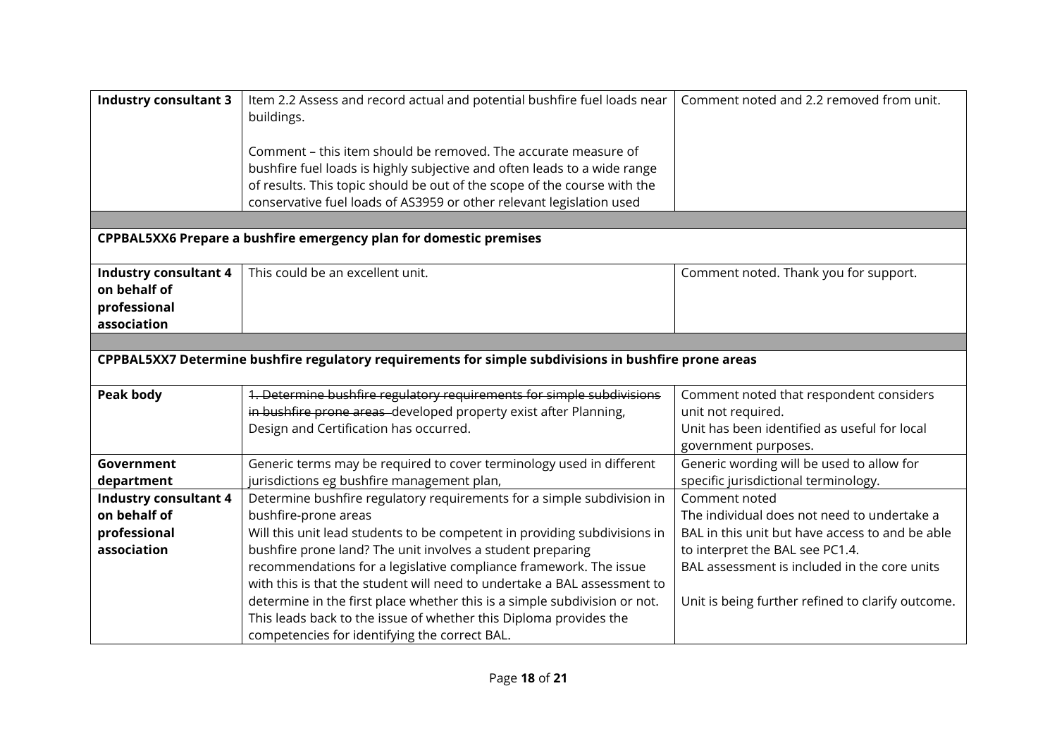| | | |
|---|---|---|
| **Industry consultant 3** | Item 2.2 Assess and record actual and potential bushfire fuel loads near buildings.<br><br>Comment – this item should be removed. The accurate measure of bushfire fuel loads is highly subjective and often leads to a wide range of results. This topic should be out of the scope of the course with the conservative fuel loads of AS3959 or other relevant legislation used | Comment noted and 2.2 removed from unit. |
| | | |
| **CPPBAL5XX6 Prepare a bushfire emergency plan for domestic premises** | | |
| **Industry consultant 4 on behalf of professional association** | This could be an excellent unit. | Comment noted. Thank you for support. |
| | | |
| **CPPBAL5XX7 Determine bushfire regulatory requirements for simple subdivisions in bushfire prone areas** | | |
| **Peak body** | ~~1. Determine bushfire regulatory requirements for simple subdivisions in bushfire prone areas~~ developed property exist after Planning, Design and Certification has occurred. | Comment noted that respondent considers unit not required.<br>Unit has been identified as useful for local government purposes. |
| **Government department** | Generic terms may be required to cover terminology used in different jurisdictions eg bushfire management plan, | Generic wording will be used to allow for specific jurisdictional terminology. |
| **Industry consultant 4 on behalf of professional association** | Determine bushfire regulatory requirements for a simple subdivision in bushfire-prone areas<br>Will this unit lead students to be competent in providing subdivisions in bushfire prone land? The unit involves a student preparing recommendations for a legislative compliance framework. The issue with this is that the student will need to undertake a BAL assessment to determine in the first place whether this is a simple subdivision or not. This leads back to the issue of whether this Diploma provides the competencies for identifying the correct BAL. | Comment noted<br>The individual does not need to undertake a BAL in this unit but have access to and be able to interpret the BAL see PC1.4.<br>BAL assessment is included in the core units<br><br>Unit is being further refined to clarify outcome. |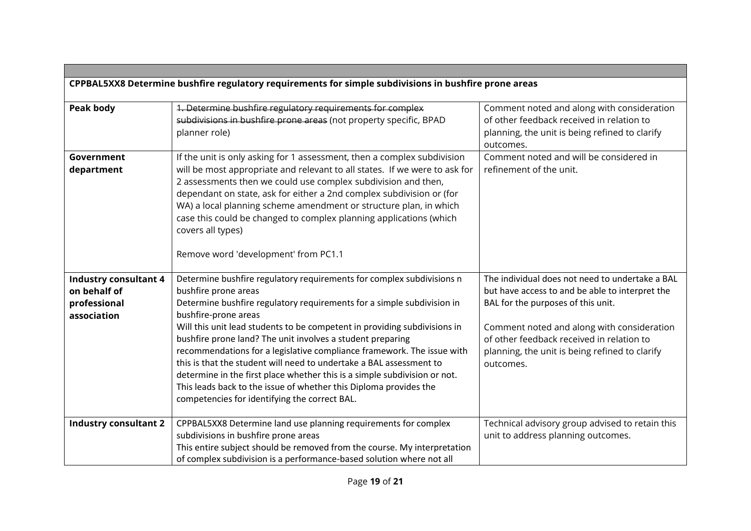| | | |
|---|---|---|
| **CPPBAL5XX8 Determine bushfire regulatory requirements for simple subdivisions in bushfire prone areas** | | |
| **Peak body** | ~~1. Determine bushfire regulatory requirements for complex subdivisions in bushfire prone areas~~ (not property specific, BPAD planner role) | Comment noted and along with consideration of other feedback received in relation to planning, the unit is being refined to clarify outcomes. |
| **Government department** | If the unit is only asking for 1 assessment, then a complex subdivision will be most appropriate and relevant to all states. If we were to ask for 2 assessments then we could use complex subdivision and then, dependant on state, ask for either a 2nd complex subdivision or (for WA) a local planning scheme amendment or structure plan, in which case this could be changed to complex planning applications (which covers all types)<br><br>Remove word 'development' from PC1.1 | Comment noted and will be considered in refinement of the unit. |
| **Industry consultant 4 on behalf of professional association** | Determine bushfire regulatory requirements for complex subdivisions n bushfire prone areas<br>Determine bushfire regulatory requirements for a simple subdivision in bushfire-prone areas<br>Will this unit lead students to be competent in providing subdivisions in bushfire prone land? The unit involves a student preparing recommendations for a legislative compliance framework. The issue with this is that the student will need to undertake a BAL assessment to determine in the first place whether this is a simple subdivision or not. This leads back to the issue of whether this Diploma provides the competencies for identifying the correct BAL. | The individual does not need to undertake a BAL but have access to and be able to interpret the BAL for the purposes of this unit.<br><br>Comment noted and along with consideration of other feedback received in relation to planning, the unit is being refined to clarify outcomes. |
| **Industry consultant 2** | CPPBAL5XX8 Determine land use planning requirements for complex subdivisions in bushfire prone areas<br>This entire subject should be removed from the course. My interpretation of complex subdivision is a performance-based solution where not all | Technical advisory group advised to retain this unit to address planning outcomes. |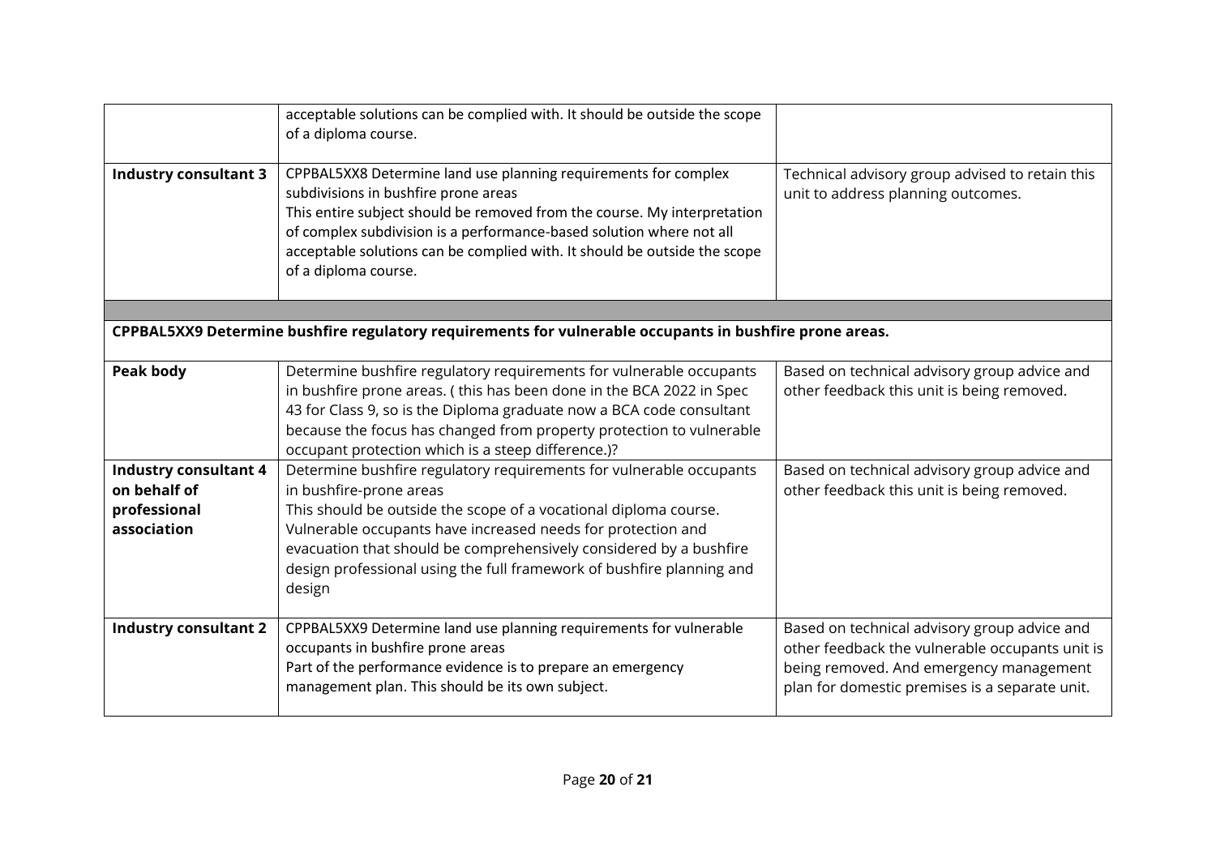| | | |
|---|---|---|
| | acceptable solutions can be complied with. It should be outside the scope of a diploma course. | |
| **Industry consultant 3** | CPPBAL5XX8 Determine land use planning requirements for complex subdivisions in bushfire prone areas<br>This entire subject should be removed from the course. My interpretation of complex subdivision is a performance-based solution where not all acceptable solutions can be complied with. It should be outside the scope of a diploma course. | Technical advisory group advised to retain this unit to address planning outcomes. |
| | | |
| **CPPBAL5XX9 Determine bushfire regulatory requirements for vulnerable occupants in bushfire prone areas.** | | |
| **Peak body** | Determine bushfire regulatory requirements for vulnerable occupants in bushfire prone areas. ( this has been done in the BCA 2022 in Spec 43 for Class 9, so is the Diploma graduate now a BCA code consultant because the focus has changed from property protection to vulnerable occupant protection which is a steep difference.)? | Based on technical advisory group advice and other feedback this unit is being removed. |
| **Industry consultant 4 on behalf of professional association** | Determine bushfire regulatory requirements for vulnerable occupants in bushfire-prone areas<br>This should be outside the scope of a vocational diploma course. Vulnerable occupants have increased needs for protection and evacuation that should be comprehensively considered by a bushfire design professional using the full framework of bushfire planning and design | Based on technical advisory group advice and other feedback this unit is being removed. |
| **Industry consultant 2** | CPPBAL5XX9 Determine land use planning requirements for vulnerable occupants in bushfire prone areas<br>Part of the performance evidence is to prepare an emergency management plan. This should be its own subject. | Based on technical advisory group advice and other feedback the vulnerable occupants unit is being removed. And emergency management plan for domestic premises is a separate unit. |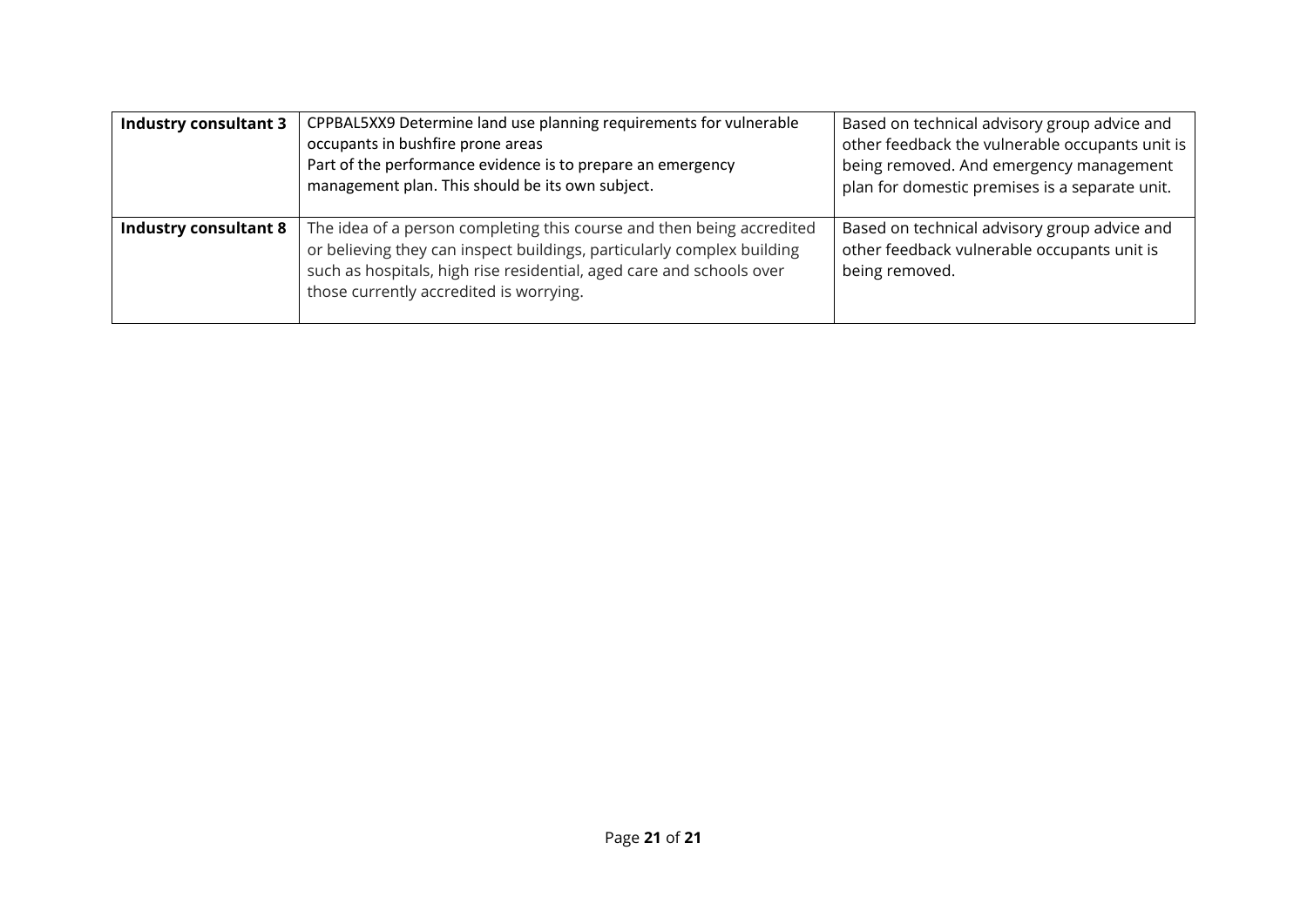| | | |
|---|---|---|
| **Industry consultant 3** | CPPBAL5XX9 Determine land use planning requirements for vulnerable occupants in bushfire prone areas<br>Part of the performance evidence is to prepare an emergency management plan. This should be its own subject. | Based on technical advisory group advice and other feedback the vulnerable occupants unit is being removed. And emergency management plan for domestic premises is a separate unit. |
| **Industry consultant 8** | The idea of a person completing this course and then being accredited or believing they can inspect buildings, particularly complex building such as hospitals, high rise residential, aged care and schools over those currently accredited is worrying. | Based on technical advisory group advice and other feedback vulnerable occupants unit is being removed. |